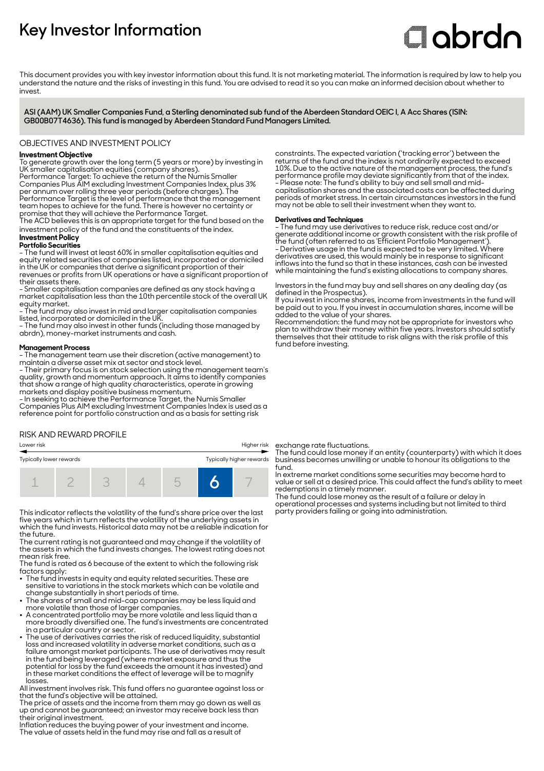# Key Investor Information

abrdn

This document provides you with key investor information about this fund. It is not marketing material. The information is required by law to help you understand the nature and the risks of investing in this fund. You are advised to read it so you can make an informed decision about whether to invest.

**ASI (AAM) UK Smaller Companies Fund, a Sterling denominated sub fund of the Aberdeen Standard OEIC I, A Acc Shares (ISIN: GB00B07T4636). This fund is managed by Aberdeen Standard Fund Managers Limited.**

## OBJECTIVES AND INVESTMENT POLICY

**Investment Objective**

To generate growth over the long term (5 years or more) by investing in UK smaller capitalisation equities (company shares).

Performance Target: To achieve the return of the Numis Smaller Companies Plus AIM excluding Investment Companies Index, plus 3% per annum over rolling three year periods (before charges). The Performance Target is the level of performance that the management team hopes to achieve for the fund. There is however no certainty or promise that they will achieve the Performance Target.

The ACD believes this is an appropriate target for the fund based on the investment policy of the fund and the constituents of the index.

**Investment Policy**

**Portfolio Securities**

- The fund will invest at least 60% in smaller capitalisation equities and equity related securities of companies listed, incorporated or domiciled in the UK or companies that derive a significant proportion of their revenues or profits from UK operations or have a significant proportion of their assets there.
- Smaller capitalisation companies are defined as any stock having a market capitalisation less than the 10th percentile stock of the overall UK equity market.
- The fund may also invest in mid and larger capitalisation companies listed, incorporated or domiciled in the UK.
- The fund may also invest in other funds (including those managed by abrdn), money-market instruments and cash.

**Management Process**

- The management team use their discretion (active management) to maintain a diverse asset mix at sector and stock level.
- Their primary focus is on stock selection using the management team's quality, growth and momentum approach. It aims to identify companies that show a range of high quality characteristics, operate in growing markets and display positive business momentum.
- In seeking to achieve the Performance Target, the Numis Smaller Companies Plus AIM excluding Investment Companies Index is used as a reference point for portfolio construction and as a basis for setting risk constraints. The expected variation ('tracking error') between the returns of the fund and the index is not ordinarily expected to exceed 10%. Due to the active nature of the management process, the fund's performance profile may deviate significantly from that of the index.
- Please note: The fund's ability to buy and sell small and mid-capitalisation shares and the associated costs can be affected during periods of market stress. In certain circumstances investors in the fund may not be able to sell their investment when they want to.

**Derivatives and Techniques**

- The fund may use derivatives to reduce risk, reduce cost and/or generate additional income or growth consistent with the risk profile of the fund (often referred to as 'Efficient Portfolio Management').
- Derivative usage in the fund is expected to be very limited. Where derivatives are used, this would mainly be in response to significant inflows into the fund so that in these instances, cash can be invested while maintaining the fund's existing allocations to company shares.

Investors in the fund may buy and sell shares on any dealing day (as defined in the Prospectus).

If you invest in income shares, income from investments in the fund will be paid out to you. If you invest in accumulation shares, income will be added to the value of your shares.

Recommendation: the fund may not be appropriate for investors who plan to withdraw their money within five years. Investors should satisfy themselves that their attitude to risk aligns with the risk profile of this fund before investing.

## RISK AND REWARD PROFILE

| Lower risk | | | | | | Higher risk |
|---|---|---|---|---|---|---|
| Typically lower rewards | | | | | | Typically higher rewards |
| 1 | 2 | 3 | 4 | 5 | **6** | 7 |

This indicator reflects the volatility of the fund's share price over the last five years which in turn reflects the volatility of the underlying assets in which the fund invests. Historical data may not be a reliable indication for the future.

The current rating is not guaranteed and may change if the volatility of the assets in which the fund invests changes. The lowest rating does not mean risk free.

The fund is rated as 6 because of the extent to which the following risk factors apply:

- The fund invests in equity and equity related securities. These are sensitive to variations in the stock markets which can be volatile and change substantially in short periods of time.
- The shares of small and mid-cap companies may be less liquid and more volatile than those of larger companies.
- A concentrated portfolio may be more volatile and less liquid than a more broadly diversified one. The fund's investments are concentrated in a particular country or sector.
- The use of derivatives carries the risk of reduced liquidity, substantial loss and increased volatility in adverse market conditions, such as a failure amongst market participants. The use of derivatives may result in the fund being leveraged (where market exposure and thus the potential for loss by the fund exceeds the amount it has invested) and in these market conditions the effect of leverage will be to magnify losses.

All investment involves risk. This fund offers no guarantee against loss or that the fund's objective will be attained.

The price of assets and the income from them may go down as well as up and cannot be guaranteed; an investor may receive back less than their original investment.

Inflation reduces the buying power of your investment and income.

The value of assets held in the fund may rise and fall as a result of exchange rate fluctuations.

The fund could lose money if an entity (counterparty) with which it does business becomes unwilling or unable to honour its obligations to the fund.

In extreme market conditions some securities may become hard to value or sell at a desired price. This could affect the fund's ability to meet redemptions in a timely manner.

The fund could lose money as the result of a failure or delay in operational processes and systems including but not limited to third party providers failing or going into administration.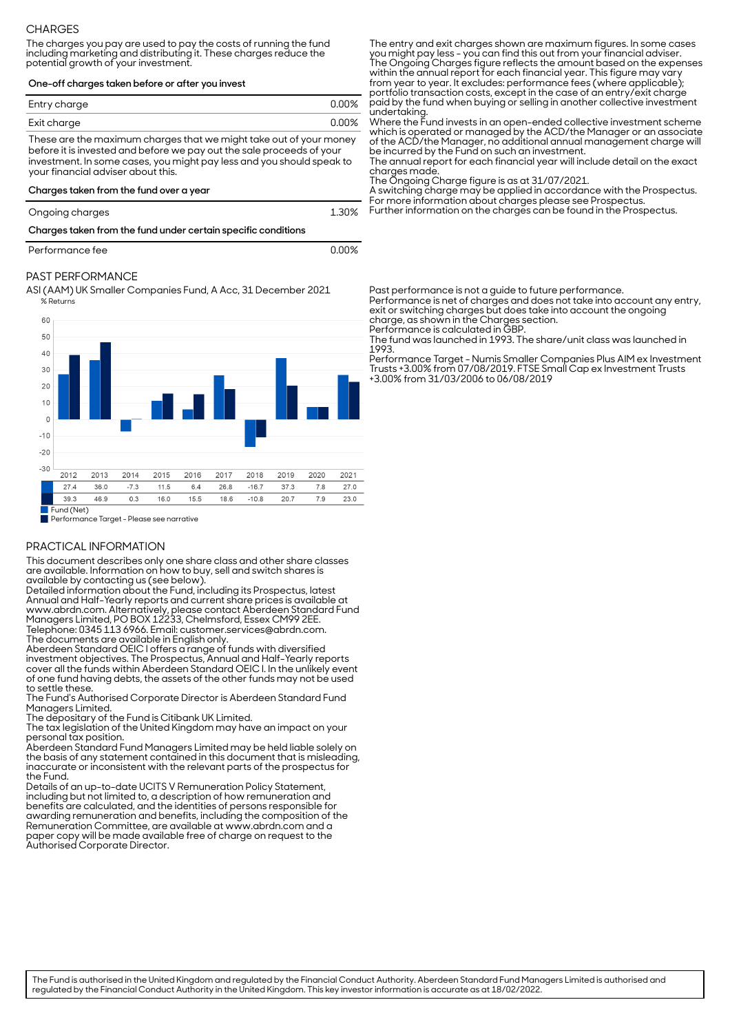## CHARGES

The charges you pay are used to pay the costs of running the fund including marketing and distributing it. These charges reduce the potential growth of your investment.

| One-off charges taken before or after you invest | |
|---|---|
| Entry charge | 0.00% |
| Exit charge | 0.00% |

These are the maximum charges that we might take out of your money before it is invested and before we pay out the sale proceeds of your investment. In some cases, you might pay less and you should speak to your financial adviser about this.

| Charges taken from the fund over a year | |
|---|---|
| Ongoing charges | 1.30% |

| Charges taken from the fund under certain specific conditions | |
|---|---|
| Performance fee | 0.00% |

The entry and exit charges shown are maximum figures. In some cases you might pay less - you can find this out from your financial adviser.
The Ongoing Charges figure reflects the amount based on the expenses within the annual report for each financial year. This figure may vary from year to year. It excludes: performance fees (where applicable); portfolio transaction costs, except in the case of an entry/exit charge paid by the fund when buying or selling in another collective investment undertaking.
Where the Fund invests in an open-ended collective investment scheme which is operated or managed by the ACD/the Manager or an associate of the ACD/the Manager, no additional annual management charge will be incurred by the Fund on such an investment.
The annual report for each financial year will include detail on the exact charges made.
The Ongoing Charge figure is as at 31/07/2021.
A switching charge may be applied in accordance with the Prospectus.
For more information about charges please see Prospectus.
Further information on the charges can be found in the Prospectus.

## PAST PERFORMANCE

ASI (AAM) UK Smaller Companies Fund, A Acc, 31 December 2021

% Returns

60
50
40
30
20
10
0
-10
-20
-30

2012 2013 2014 2015 2016 2017 2018 2019 2020 2021

27.4 36.0 -7.3 11.5 6.4 26.8 -16.7 37.3 7.8 27.0

39.3 46.9 0.3 16.0 15.5 18.6 -10.8 20.7 7.9 23.0

Fund (Net)

Performance Target - Please see narrative

Past performance is not a guide to future performance.
Performance is net of charges and does not take into account any entry, exit or switching charges but does take into account the ongoing charge, as shown in the Charges section.
Performance is calculated in GBP.
The fund was launched in 1993. The share/unit class was launched in 1993.
Performance Target - Numis Smaller Companies Plus AIM ex Investment Trusts +3.00% from 07/08/2019. FTSE Small Cap ex Investment Trusts +3.00% from 31/03/2006 to 06/08/2019

## PRACTICAL INFORMATION

This document describes only one share class and other share classes are available. Information on how to buy, sell and switch shares is available by contacting us (see below).
Detailed information about the Fund, including its Prospectus, latest Annual and Half-Yearly reports and current share prices is available at www.abrdn.com. Alternatively, please contact Aberdeen Standard Fund Managers Limited, PO BOX 12233, Chelmsford, Essex CM99 2EE. Telephone: 0345 113 6966. Email: customer.services@abrdn.com.
The documents are available in English only.
Aberdeen Standard OEIC I offers a range of funds with diversified investment objectives. The Prospectus, Annual and Half-Yearly reports cover all the funds within Aberdeen Standard OEIC I. In the unlikely event of one fund having debts, the assets of the other funds may not be used to settle these.
The Fund's Authorised Corporate Director is Aberdeen Standard Fund Managers Limited.
The depositary of the Fund is Citibank UK Limited.
The tax legislation of the United Kingdom may have an impact on your personal tax position.
Aberdeen Standard Fund Managers Limited may be held liable solely on the basis of any statement contained in this document that is misleading, inaccurate or inconsistent with the relevant parts of the prospectus for the Fund.
Details of an up-to-date UCITS V Remuneration Policy Statement, including but not limited to, a description of how remuneration and benefits are calculated, and the identities of persons responsible for awarding remuneration and benefits, including the composition of the Remuneration Committee, are available at www.abrdn.com and a paper copy will be made available free of charge on request to the Authorised Corporate Director.

The Fund is authorised in the United Kingdom and regulated by the Financial Conduct Authority. Aberdeen Standard Fund Managers Limited is authorised and regulated by the Financial Conduct Authority in the United Kingdom. This key investor information is accurate as at 18/02/2022.